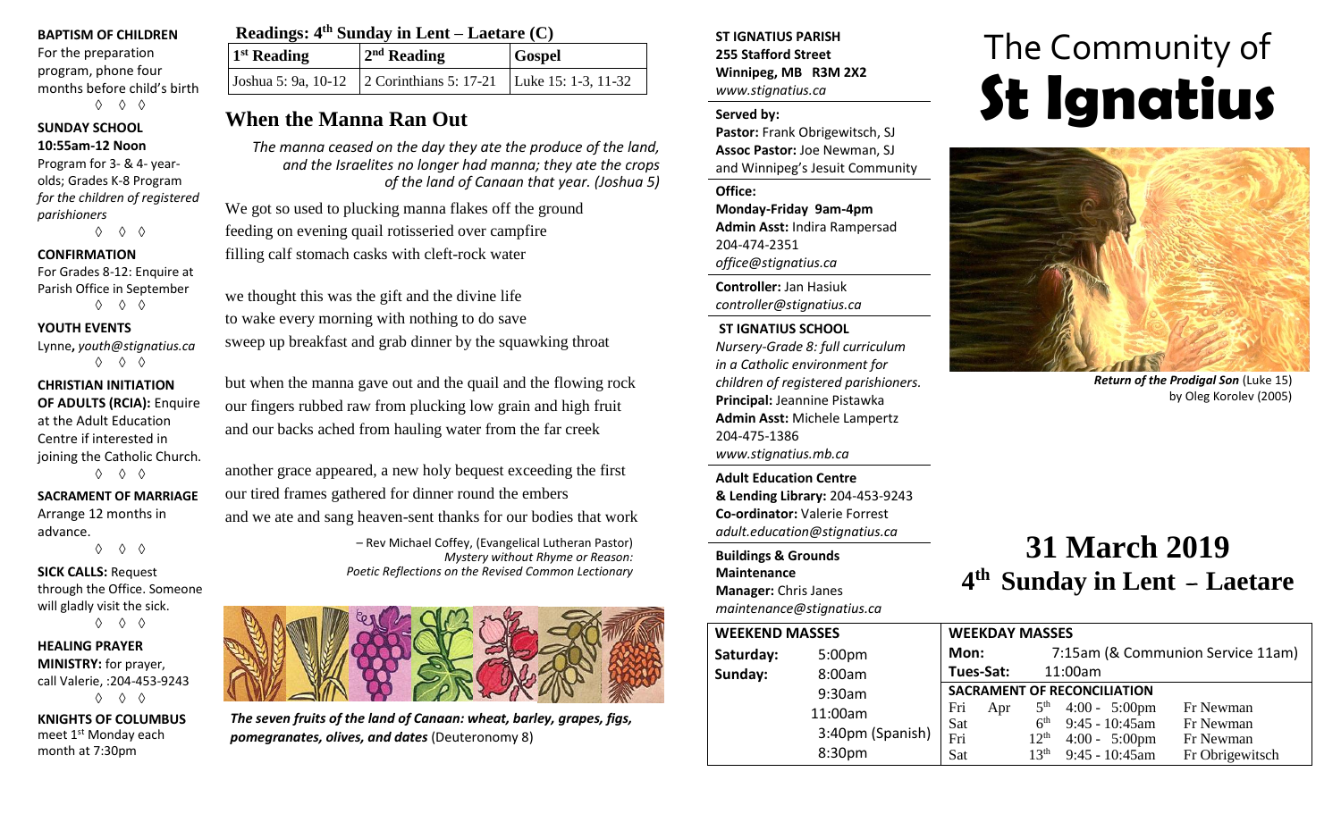**BAPTISM OF CHILDREN**
For the preparation program, phone four months before child's birth

◊ ◊ ◊

**SUNDAY SCHOOL**
**10:55am-12 Noon**
Program for 3- & 4- year-olds; Grades K-8 Program *for the children of registered parishioners*

◊ ◊ ◊

**CONFIRMATION**
For Grades 8-12: Enquire at Parish Office in September

◊ ◊ ◊

**YOUTH EVENTS**
Lynne, *youth@stignatius.ca*

◊ ◊ ◊

**CHRISTIAN INITIATION OF ADULTS (RCIA):** Enquire at the Adult Education Centre if interested in joining the Catholic Church.

◊ ◊ ◊

**SACRAMENT OF MARRIAGE**
Arrange 12 months in advance.

◊ ◊ ◊

**SICK CALLS:** Request through the Office. Someone will gladly visit the sick.

◊ ◊ ◊

**HEALING PRAYER MINISTRY:** for prayer, call Valerie, :204-453-9243

◊ ◊ ◊

**KNIGHTS OF COLUMBUS**
meet 1st Monday each month at 7:30pm

**Readings: 4th Sunday in Lent – Laetare (C)**

| 1st Reading | 2nd Reading | Gospel |
|---|---|---|
| Joshua 5: 9a, 10-12 | 2 Corinthians 5: 17-21 | Luke 15: 1-3, 11-32 |

## When the Manna Ran Out

*The manna ceased on the day they ate the produce of the land, and the Israelites no longer had manna; they ate the crops of the land of Canaan that year. (Joshua 5)*

We got so used to plucking manna flakes off the ground
feeding on evening quail rotisseried over campfire
filling calf stomach casks with cleft-rock water

we thought this was the gift and the divine life
to wake every morning with nothing to do save
sweep up breakfast and grab dinner by the squawking throat

but when the manna gave out and the quail and the flowing rock
our fingers rubbed raw from plucking low grain and high fruit
and our backs ached from hauling water from the far creek

another grace appeared, a new holy bequest exceeding the first
our tired frames gathered for dinner round the embers
and we ate and sang heaven-sent thanks for our bodies that work

– Rev Michael Coffey, (Evangelical Lutheran Pastor)
*Mystery without Rhyme or Reason: Poetic Reflections on the Revised Common Lectionary*

***The seven fruits of the land of Canaan: wheat, barley, grapes, figs, pomegranates, olives, and dates*** (Deuteronomy 8)

**ST IGNATIUS PARISH**
**255 Stafford Street**
**Winnipeg, MB R3M 2X2**
*www.stignatius.ca*

**Served by:**
**Pastor:** Frank Obrigewitsch, SJ
**Assoc Pastor:** Joe Newman, SJ
and Winnipeg's Jesuit Community

**Office:**
**Monday-Friday 9am-4pm**
**Admin Asst:** Indira Rampersad
204-474-2351
*office@stignatius.ca*

**Controller:** Jan Hasiuk
*controller@stignatius.ca*

**ST IGNATIUS SCHOOL**
*Nursery-Grade 8: full curriculum in a Catholic environment for children of registered parishioners.*
**Principal:** Jeannine Pistawka
**Admin Asst:** Michele Lampertz
204-475-1386
*www.stignatius.mb.ca*

**Adult Education Centre & Lending Library:** 204-453-9243
**Co-ordinator:** Valerie Forrest
*adult.education@stignatius.ca*

**Buildings & Grounds Maintenance**
**Manager:** Chris Janes
*maintenance@stignatius.ca*

# The Community of St Ignatius

***Return of the Prodigal Son*** (Luke 15) by Oleg Korolev (2005)

# 31 March 2019
# 4th Sunday in Lent – Laetare

| WEEKEND MASSES | |
|---|---|
| **Saturday:** | 5:00pm |
| **Sunday:** | 8:00am |
| | 9:30am |
| | 11:00am |
| | 3:40pm (Spanish) |
| | 8:30pm |

**WEEKDAY MASSES**

| | |
|---|---|
| **Mon:** | 7:15am (& Communion Service 11am) |
| **Tues-Sat:** | 11:00am |

**SACRAMENT OF RECONCILIATION**

| | | | | |
|---|---|---|---|---|
| Fri | Apr | 5th | 4:00 - 5:00pm | Fr Newman |
| Sat | | 6th | 9:45 - 10:45am | Fr Newman |
| Fri | | 12th | 4:00 - 5:00pm | Fr Newman |
| Sat | | 13th | 9:45 - 10:45am | Fr Obrigewitsch |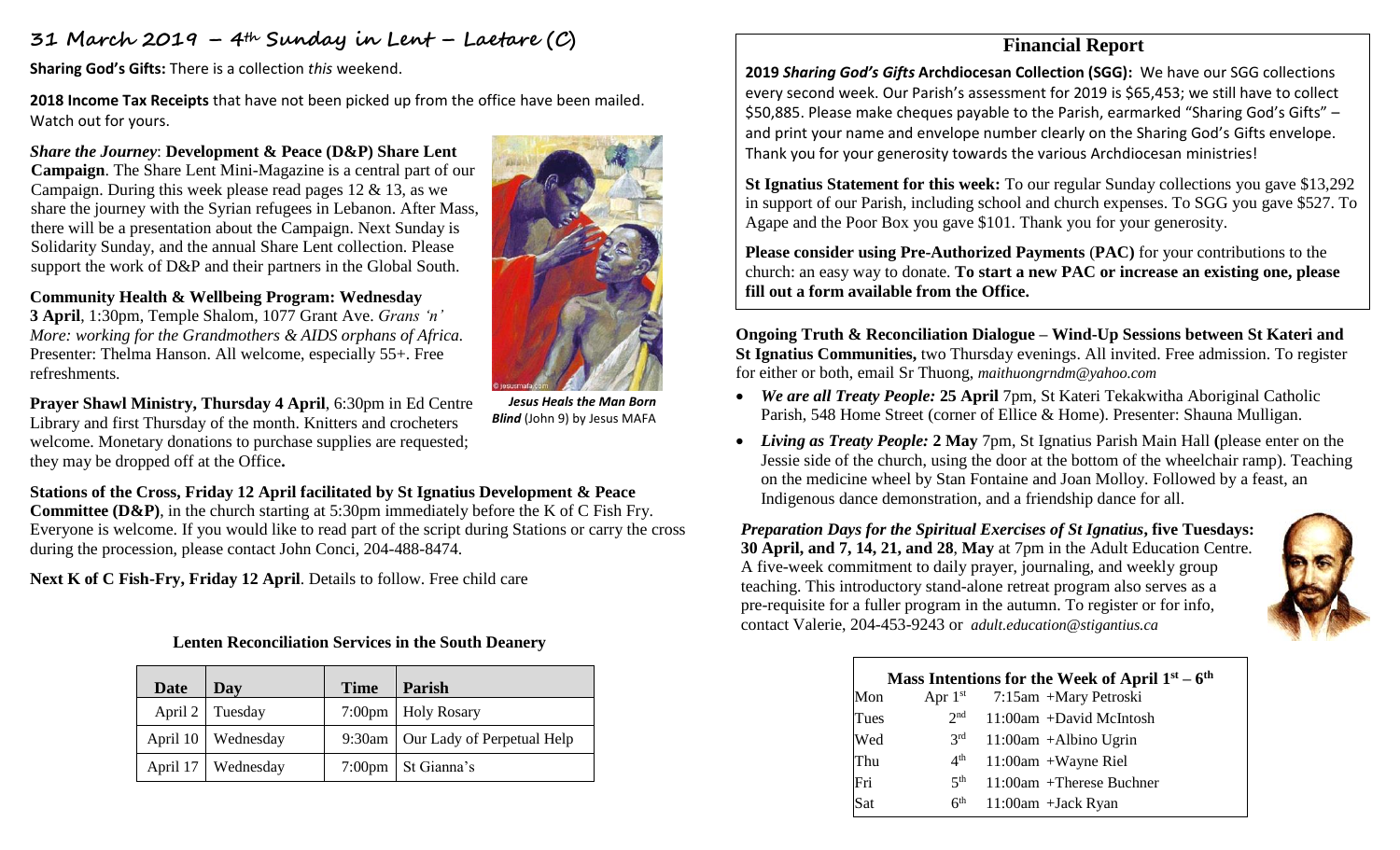# 31 March 2019 – 4th Sunday in Lent – Laetare (C)

**Sharing God's Gifts:** There is a collection *this* weekend.

**2018 Income Tax Receipts** that have not been picked up from the office have been mailed. Watch out for yours.

***Share the Journey*: Development & Peace (D&P) Share Lent Campaign**. The Share Lent Mini-Magazine is a central part of our Campaign. During this week please read pages 12 & 13, as we share the journey with the Syrian refugees in Lebanon. After Mass, there will be a presentation about the Campaign. Next Sunday is Solidarity Sunday, and the annual Share Lent collection. Please support the work of D&P and their partners in the Global South.

***Jesus Heals the Man Born Blind*** (John 9) by Jesus MAFA

**Community Health & Wellbeing Program: Wednesday 3 April**, 1:30pm, Temple Shalom, 1077 Grant Ave. *Grans 'n' More: working for the Grandmothers & AIDS orphans of Africa.* Presenter: Thelma Hanson. All welcome, especially 55+. Free refreshments.

**Prayer Shawl Ministry, Thursday 4 April**, 6:30pm in Ed Centre Library and first Thursday of the month. Knitters and crocheters welcome. Monetary donations to purchase supplies are requested; they may be dropped off at the Office**.**

**Stations of the Cross, Friday 12 April facilitated by St Ignatius Development & Peace Committee (D&P)**, in the church starting at 5:30pm immediately before the K of C Fish Fry. Everyone is welcome. If you would like to read part of the script during Stations or carry the cross during the procession, please contact John Conci, 204-488-8474.

**Next K of C Fish-Fry, Friday 12 April**. Details to follow. Free child care

**Lenten Reconciliation Services in the South Deanery**

| Date | Day | Time | Parish |
|---|---|---|---|
| April 2 | Tuesday | 7:00pm | Holy Rosary |
| April 10 | Wednesday | 9:30am | Our Lady of Perpetual Help |
| April 17 | Wednesday | 7:00pm | St Gianna's |

## Financial Report

**2019 *Sharing God's Gifts* Archdiocesan Collection (SGG):** We have our SGG collections every second week. Our Parish's assessment for 2019 is $65,453; we still have to collect $50,885. Please make cheques payable to the Parish, earmarked "Sharing God's Gifts" – and print your name and envelope number clearly on the Sharing God's Gifts envelope. Thank you for your generosity towards the various Archdiocesan ministries!

**St Ignatius Statement for this week:** To our regular Sunday collections you gave $13,292 in support of our Parish, including school and church expenses. To SGG you gave $527. To Agape and the Poor Box you gave $101. Thank you for your generosity.

**Please consider using Pre-Authorized Payments** (**PAC)** for your contributions to the church: an easy way to donate. **To start a new PAC or increase an existing one, please fill out a form available from the Office.**

**Ongoing Truth & Reconciliation Dialogue – Wind-Up Sessions between St Kateri and St Ignatius Communities,** two Thursday evenings. All invited. Free admission. To register for either or both, email Sr Thuong, *maithuongrndm@yahoo.com*

- ***We are all Treaty People:* 25 April** 7pm, St Kateri Tekakwitha Aboriginal Catholic Parish, 548 Home Street (corner of Ellice & Home). Presenter: Shauna Mulligan.
- ***Living as Treaty People:* 2 May** 7pm, St Ignatius Parish Main Hall **(**please enter on the Jessie side of the church, using the door at the bottom of the wheelchair ramp). Teaching on the medicine wheel by Stan Fontaine and Joan Molloy. Followed by a feast, an Indigenous dance demonstration, and a friendship dance for all.

***Preparation Days for the Spiritual Exercises of St Ignatius*, five Tuesdays: 30 April, and 7, 14, 21, and 28**, **May** at 7pm in the Adult Education Centre. A five-week commitment to daily prayer, journaling, and weekly group teaching. This introductory stand-alone retreat program also serves as a pre-requisite for a fuller program in the autumn. To register or for info, contact Valerie, 204-453-9243 or *adult.education@stigantius.ca*

**Mass Intentions for the Week of April 1st – 6th**

| | | | |
|---|---|---|---|
| Mon | Apr 1st | 7:15am | +Mary Petroski |
| Tues | 2nd | 11:00am | +David McIntosh |
| Wed | 3rd | 11:00am | +Albino Ugrin |
| Thu | 4th | 11:00am | +Wayne Riel |
| Fri | 5th | 11:00am | +Therese Buchner |
| Sat | 6th | 11:00am | +Jack Ryan |